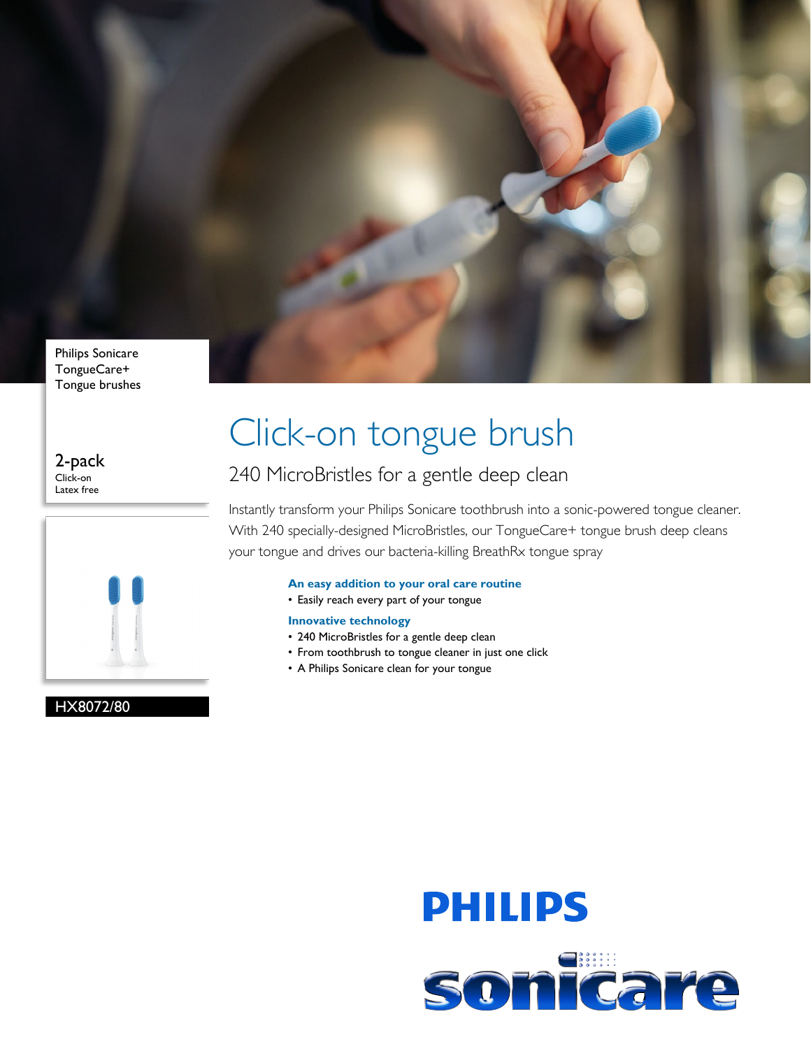Philips Sonicare
TongueCare+
Tongue brushes

2-pack
Click-on
Latex free

HX8072/80

# Click-on tongue brush

## 240 MicroBristles for a gentle deep clean

Instantly transform your Philips Sonicare toothbrush into a sonic-powered tongue cleaner. With 240 specially-designed MicroBristles, our TongueCare+ tongue brush deep cleans your tongue and drives our bacteria-killing BreathRx tongue spray

**An easy addition to your oral care routine**

- Easily reach every part of your tongue

**Innovative technology**

- 240 MicroBristles for a gentle deep clean
- From toothbrush to tongue cleaner in just one click
- A Philips Sonicare clean for your tongue

PHILIPS

sonicare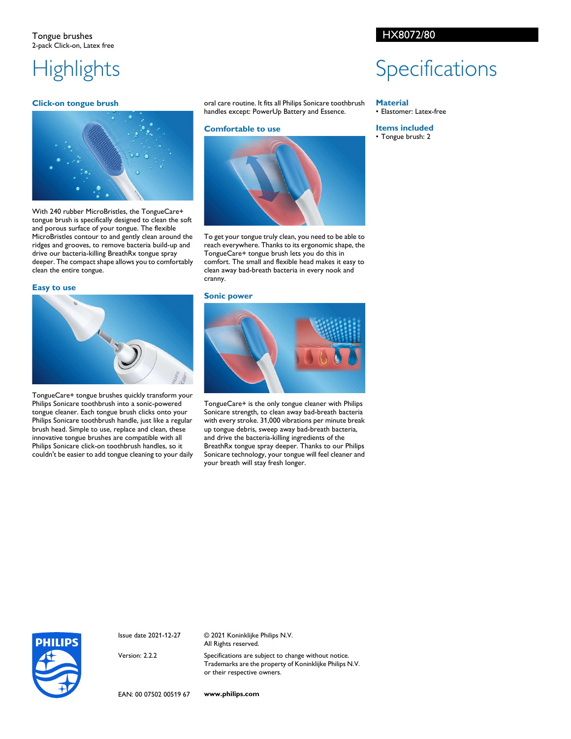Tongue brushes
2-pack Click-on, Latex free

HX8072/80

# Highlights

### Click-on tongue brush

With 240 rubber MicroBristles, the TongueCare+ tongue brush is specifically designed to clean the soft and porous surface of your tongue. The flexible MicroBristles contour to and gently clean around the ridges and grooves, to remove bacteria build-up and drive our bacteria-killing BreathRx tongue spray deeper. The compact shape allows you to comfortably clean the entire tongue.

### Easy to use

TongueCare+ tongue brushes quickly transform your Philips Sonicare toothbrush into a sonic-powered tongue cleaner. Each tongue brush clicks onto your Philips Sonicare toothbrush handle, just like a regular brush head. Simple to use, replace and clean, these innovative tongue brushes are compatible with all Philips Sonicare click-on toothbrush handles, so it couldn't be easier to add tongue cleaning to your daily oral care routine. It fits all Philips Sonicare toothbrush handles except: PowerUp Battery and Essence.

### Comfortable to use

To get your tongue truly clean, you need to be able to reach everywhere. Thanks to its ergonomic shape, the TongueCare+ tongue brush lets you do this in comfort. The small and flexible head makes it easy to clean away bad-breath bacteria in every nook and cranny.

### Sonic power

TongueCare+ is the only tongue cleaner with Philips Sonicare strength, to clean away bad-breath bacteria with every stroke. 31,000 vibrations per minute break up tongue debris, sweep away bad-breath bacteria, and drive the bacteria-killing ingredients of the BreathRx tongue spray deeper. Thanks to our Philips Sonicare technology, your tongue will feel cleaner and your breath will stay fresh longer.

# Specifications

### Material

- Elastomer: Latex-free

### Items included

- Tongue brush: 2

Issue date 2021-12-27

Version: 2.2.2

EAN: 00 07502 00519 67

© 2021 Koninklijke Philips N.V.
All Rights reserved.

Specifications are subject to change without notice. Trademarks are the property of Koninklijke Philips N.V. or their respective owners.

**www.philips.com**